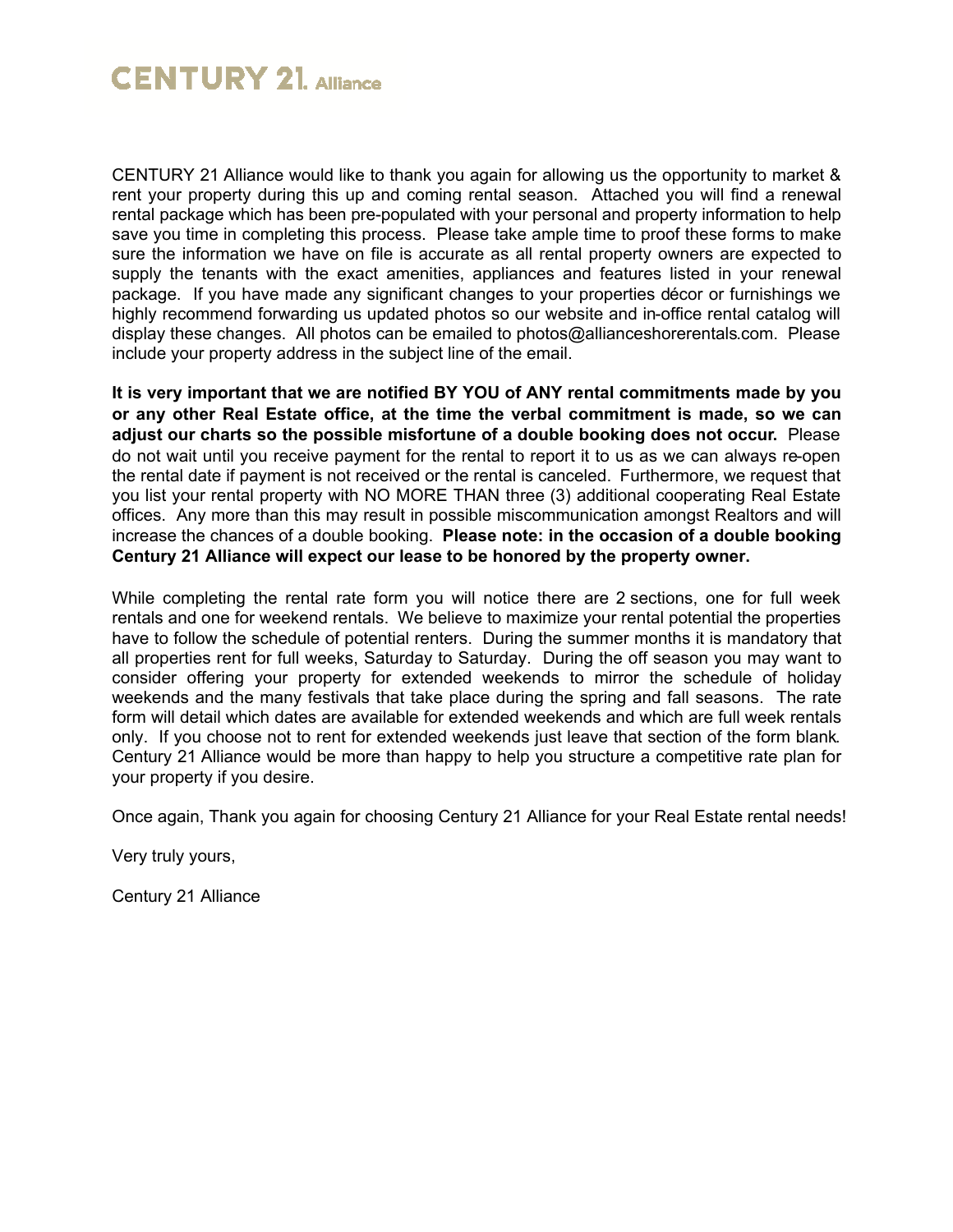# CENTURY 21. Alliance

CENTURY 21 Alliance would like to thank you again for allowing us the opportunity to market & rent your property during this up and coming rental season. Attached you will find a renewal rental package which has been pre-populated with your personal and property information to help save you time in completing this process. Please take ample time to proof these forms to make sure the information we have on file is accurate as all rental property owners are expected to supply the tenants with the exact amenities, appliances and features listed in your renewal package. If you have made any significant changes to your properties décor or furnishings we highly recommend forwarding us updated photos so our website and in-office rental catalog will display these changes. All photos can be emailed to photos@allianceshorerentals.com. Please include your property address in the subject line of the email.

**It is very important that we are notified BY YOU of ANY rental commitments made by you or any other Real Estate office, at the time the verbal commitment is made, so we can adjust our charts so the possible misfortune of a double booking does not occur.** Please do not wait until you receive payment for the rental to report it to us as we can always re-open the rental date if payment is not received or the rental is canceled. Furthermore, we request that you list your rental property with NO MORE THAN three (3) additional cooperating Real Estate offices. Any more than this may result in possible miscommunication amongst Realtors and will increase the chances of a double booking. **Please note: in the occasion of a double booking Century 21 Alliance will expect our lease to be honored by the property owner.**

While completing the rental rate form you will notice there are 2 sections, one for full week rentals and one for weekend rentals. We believe to maximize your rental potential the properties have to follow the schedule of potential renters. During the summer months it is mandatory that all properties rent for full weeks, Saturday to Saturday. During the off season you may want to consider offering your property for extended weekends to mirror the schedule of holiday weekends and the many festivals that take place during the spring and fall seasons. The rate form will detail which dates are available for extended weekends and which are full week rentals only. If you choose not to rent for extended weekends just leave that section of the form blank. Century 21 Alliance would be more than happy to help you structure a competitive rate plan for your property if you desire.

Once again, Thank you again for choosing Century 21 Alliance for your Real Estate rental needs!

Very truly yours,

Century 21 Alliance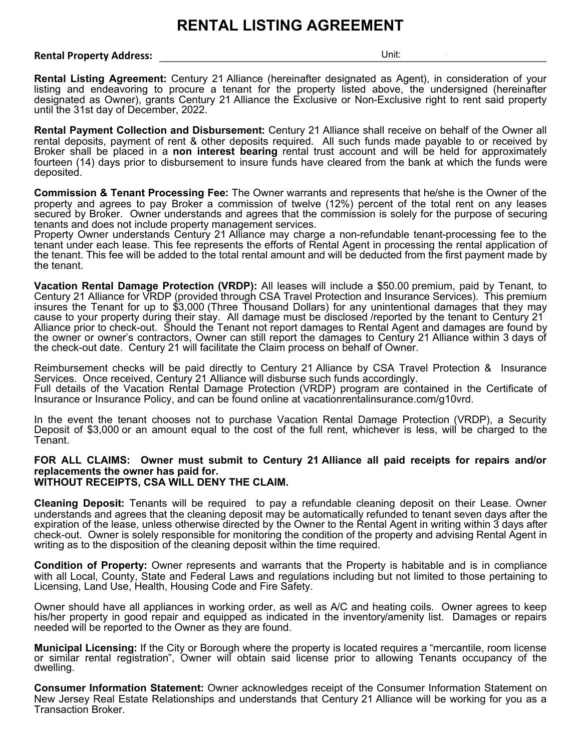# RENTAL LISTING AGREEMENT

**Rental Property Address:** ______________________________ Unit: ______________________________

**Rental Listing Agreement:** Century 21 Alliance (hereinafter designated as Agent), in consideration of your listing and endeavoring to procure a tenant for the property listed above, the undersigned (hereinafter designated as Owner), grants Century 21 Alliance the Exclusive or Non-Exclusive right to rent said property until the 31st day of December, 2022.

**Rental Payment Collection and Disbursement:** Century 21 Alliance shall receive on behalf of the Owner all rental deposits, payment of rent & other deposits required. All such funds made payable to or received by Broker shall be placed in a **non interest bearing** rental trust account and will be held for approximately fourteen (14) days prior to disbursement to insure funds have cleared from the bank at which the funds were deposited.

**Commission & Tenant Processing Fee:** The Owner warrants and represents that he/she is the Owner of the property and agrees to pay Broker a commission of twelve (12%) percent of the total rent on any leases secured by Broker. Owner understands and agrees that the commission is solely for the purpose of securing tenants and does not include property management services.
Property Owner understands Century 21 Alliance may charge a non-refundable tenant-processing fee to the tenant under each lease. This fee represents the efforts of Rental Agent in processing the rental application of the tenant. This fee will be added to the total rental amount and will be deducted from the first payment made by the tenant.

**Vacation Rental Damage Protection (VRDP):** All leases will include a $50.00 premium, paid by Tenant, to Century 21 Alliance for VRDP (provided through CSA Travel Protection and Insurance Services). This premium insures the Tenant for up to $3,000 (Three Thousand Dollars) for any unintentional damages that they may cause to your property during their stay. All damage must be disclosed /reported by the tenant to Century 21 Alliance prior to check-out. Should the Tenant not report damages to Rental Agent and damages are found by the owner or owner's contractors, Owner can still report the damages to Century 21 Alliance within 3 days of the check-out date. Century 21 will facilitate the Claim process on behalf of Owner.

Reimbursement checks will be paid directly to Century 21 Alliance by CSA Travel Protection & Insurance Services. Once received, Century 21 Alliance will disburse such funds accordingly.
Full details of the Vacation Rental Damage Protection (VRDP) program are contained in the Certificate of Insurance or Insurance Policy, and can be found online at vacationrentalinsurance.com/g10vrd.

In the event the tenant chooses not to purchase Vacation Rental Damage Protection (VRDP), a Security Deposit of $3,000 or an amount equal to the cost of the full rent, whichever is less, will be charged to the Tenant.

**FOR ALL CLAIMS: Owner must submit to Century 21 Alliance all paid receipts for repairs and/or replacements the owner has paid for.**
**WITHOUT RECEIPTS, CSA WILL DENY THE CLAIM.**

**Cleaning Deposit:** Tenants will be required to pay a refundable cleaning deposit on their Lease. Owner understands and agrees that the cleaning deposit may be automatically refunded to tenant seven days after the expiration of the lease, unless otherwise directed by the Owner to the Rental Agent in writing within 3 days after check-out. Owner is solely responsible for monitoring the condition of the property and advising Rental Agent in writing as to the disposition of the cleaning deposit within the time required.

**Condition of Property:** Owner represents and warrants that the Property is habitable and is in compliance with all Local, County, State and Federal Laws and regulations including but not limited to those pertaining to Licensing, Land Use, Health, Housing Code and Fire Safety.

Owner should have all appliances in working order, as well as A/C and heating coils. Owner agrees to keep his/her property in good repair and equipped as indicated in the inventory/amenity list. Damages or repairs needed will be reported to the Owner as they are found.

**Municipal Licensing:** If the City or Borough where the property is located requires a "mercantile, room license or similar rental registration", Owner will obtain said license prior to allowing Tenants occupancy of the dwelling.

**Consumer Information Statement:** Owner acknowledges receipt of the Consumer Information Statement on New Jersey Real Estate Relationships and understands that Century 21 Alliance will be working for you as a Transaction Broker.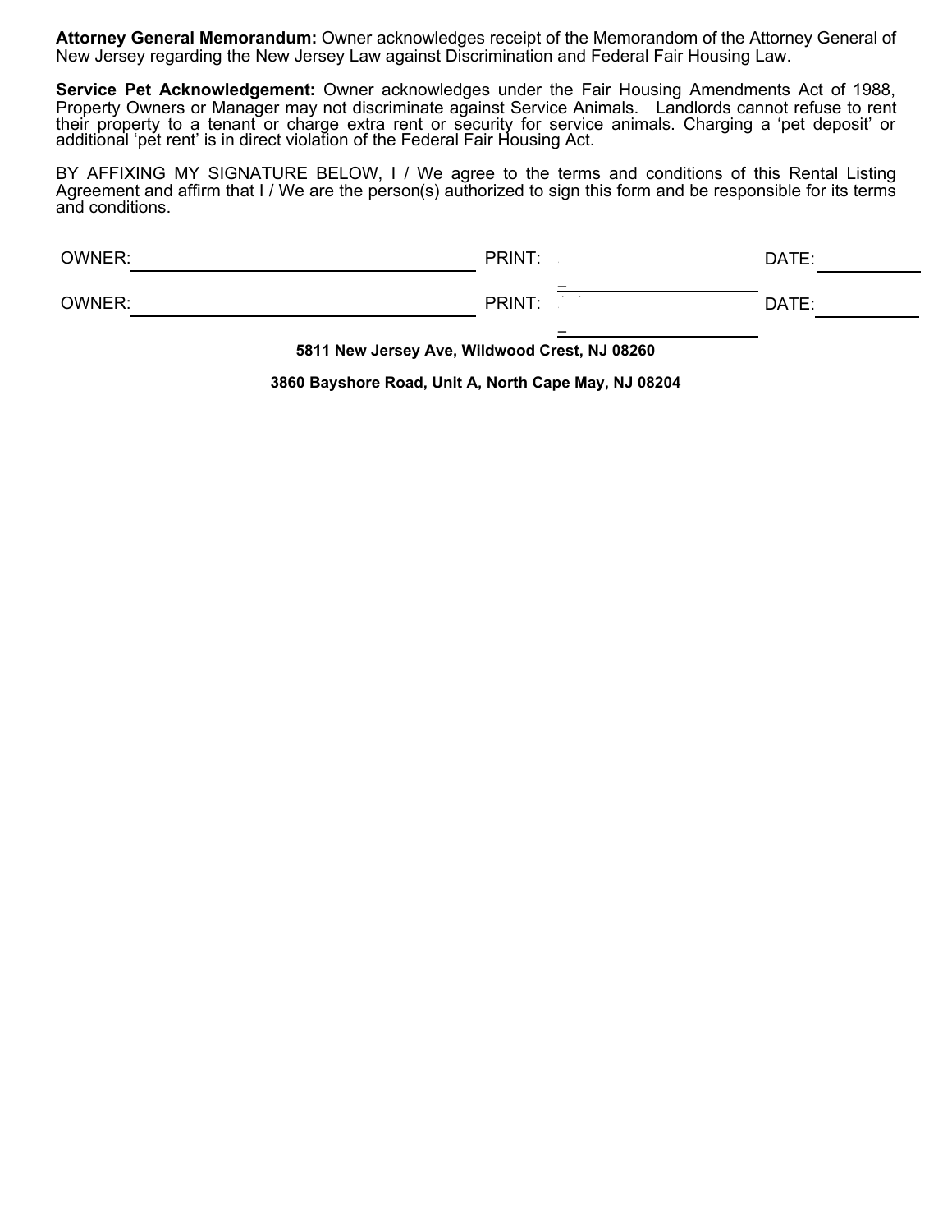**Attorney General Memorandum:** Owner acknowledges receipt of the Memorandom of the Attorney General of New Jersey regarding the New Jersey Law against Discrimination and Federal Fair Housing Law.

**Service Pet Acknowledgement:** Owner acknowledges under the Fair Housing Amendments Act of 1988, Property Owners or Manager may not discriminate against Service Animals. Landlords cannot refuse to rent their property to a tenant or charge extra rent or security for service animals. Charging a 'pet deposit' or additional 'pet rent' is in direct violation of the Federal Fair Housing Act.

BY AFFIXING MY SIGNATURE BELOW, I / We agree to the terms and conditions of this Rental Listing Agreement and affirm that I / We are the person(s) authorized to sign this form and be responsible for its terms and conditions.

OWNER: ______________________ PRINT: ______________________ DATE: __________

OWNER: ______________________ PRINT: ______________________ DATE: __________

**5811 New Jersey Ave, Wildwood Crest, NJ 08260**

**3860 Bayshore Road, Unit A, North Cape May, NJ 08204**